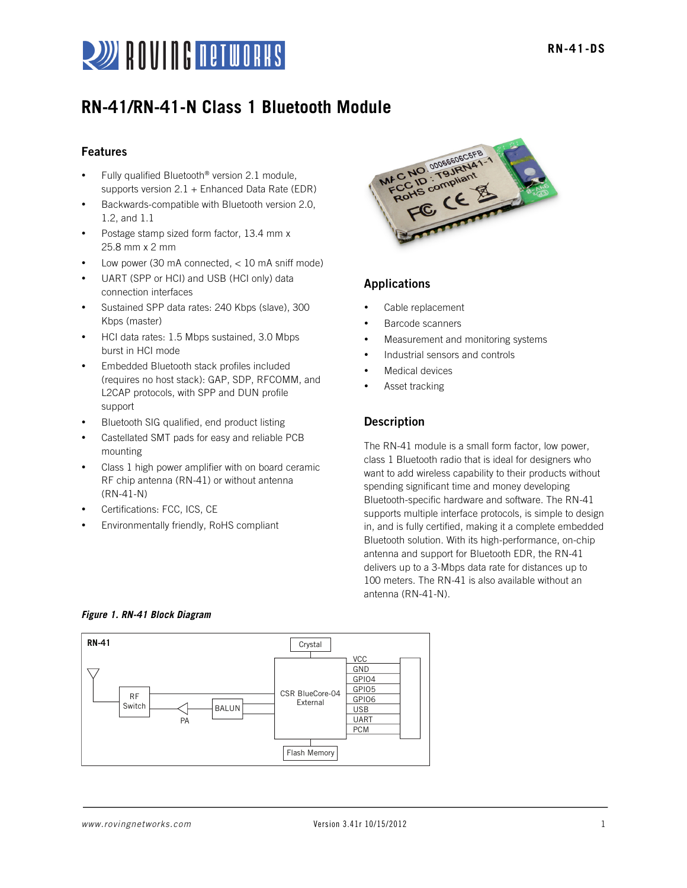# RN-41/RN-41-N Class 1 Bluetooth Module

## Features

- Fully qualified Bluetooth® version 2.1 module, supports version 2.1 + Enhanced Data Rate (EDR)
- Backwards-compatible with Bluetooth version 2.0, 1.2, and 1.1
- Postage stamp sized form factor, 13.4 mm x 25.8 mm x 2 mm
- Low power (30 mA connected, < 10 mA sniff mode)
- UART (SPP or HCI) and USB (HCI only) data connection interfaces
- Sustained SPP data rates: 240 Kbps (slave), 300 Kbps (master)
- HCI data rates: 1.5 Mbps sustained, 3.0 Mbps burst in HCI mode
- Embedded Bluetooth stack profiles included (requires no host stack): GAP, SDP, RFCOMM, and L2CAP protocols, with SPP and DUN profile support
- Bluetooth SIG qualified, end product listing
- Castellated SMT pads for easy and reliable PCB mounting
- Class 1 high power amplifier with on board ceramic RF chip antenna (RN-41) or without antenna (RN-41-N)
- Certifications: FCC, ICS, CE
- Environmentally friendly, RoHS compliant

## Applications

- Cable replacement
- Barcode scanners
- Measurement and monitoring systems
- Industrial sensors and controls
- Medical devices
- Asset tracking

## Description

The RN-41 module is a small form factor, low power, class 1 Bluetooth radio that is ideal for designers who want to add wireless capability to their products without spending significant time and money developing Bluetooth-specific hardware and software. The RN-41 supports multiple interface protocols, is simple to design in, and is fully certified, making it a complete embedded Bluetooth solution. With its high-performance, on-chip antenna and support for Bluetooth EDR, the RN-41 delivers up to a 3-Mbps data rate for distances up to 100 meters. The RN-41 is also available without an antenna (RN-41-N).

*Figure 1. RN-41 Block Diagram*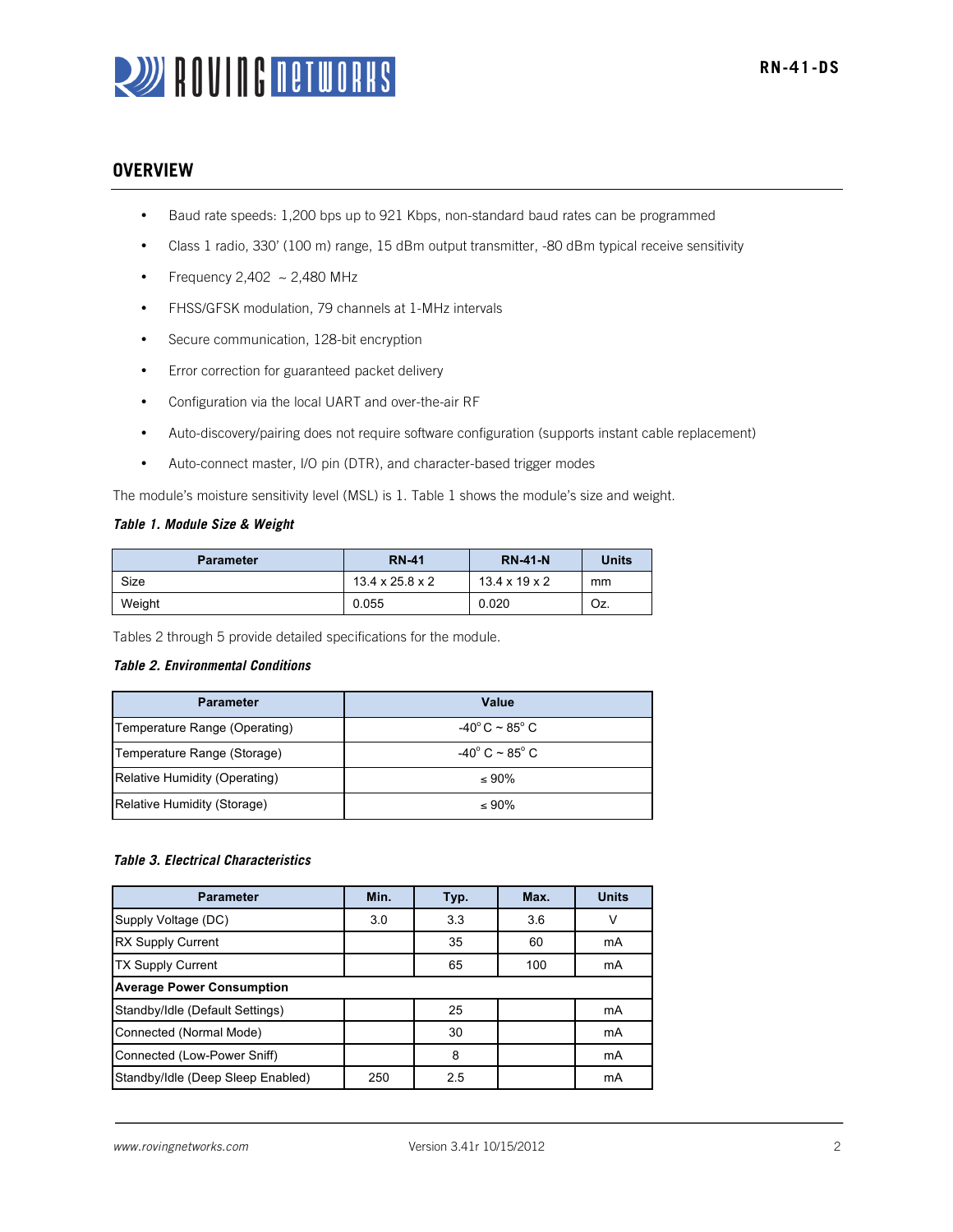## OVERVIEW

- Baud rate speeds: 1,200 bps up to 921 Kbps, non-standard baud rates can be programmed
- Class 1 radio, 330' (100 m) range, 15 dBm output transmitter, -80 dBm typical receive sensitivity
- Frequency 2,402 ~ 2,480 MHz
- FHSS/GFSK modulation, 79 channels at 1-MHz intervals
- Secure communication, 128-bit encryption
- Error correction for guaranteed packet delivery
- Configuration via the local UART and over-the-air RF
- Auto-discovery/pairing does not require software configuration (supports instant cable replacement)
- Auto-connect master, I/O pin (DTR), and character-based trigger modes

The module's moisture sensitivity level (MSL) is 1. Table 1 shows the module's size and weight.

***Table 1. Module Size & Weight***

| Parameter | RN-41 | RN-41-N | Units |
|---|---|---|---|
| Size | 13.4 x 25.8 x 2 | 13.4 x 19 x 2 | mm |
| Weight | 0.055 | 0.020 | Oz. |

Tables 2 through 5 provide detailed specifications for the module.

***Table 2. Environmental Conditions***

| Parameter | Value |
|---|---|
| Temperature Range (Operating) | -40° C ~ 85° C |
| Temperature Range (Storage) | -40° C ~ 85° C |
| Relative Humidity (Operating) | ≤ 90% |
| Relative Humidity (Storage) | ≤ 90% |

***Table 3. Electrical Characteristics***

| Parameter | Min. | Typ. | Max. | Units |
|---|---|---|---|---|
| Supply Voltage (DC) | 3.0 | 3.3 | 3.6 | V |
| RX Supply Current | | 35 | 60 | mA |
| TX Supply Current | | 65 | 100 | mA |
| **Average Power Consumption** | | | | |
| Standby/Idle (Default Settings) | | 25 | | mA |
| Connected (Normal Mode) | | 30 | | mA |
| Connected (Low-Power Sniff) | | 8 | | mA |
| Standby/Idle (Deep Sleep Enabled) | 250 | 2.5 | | mA |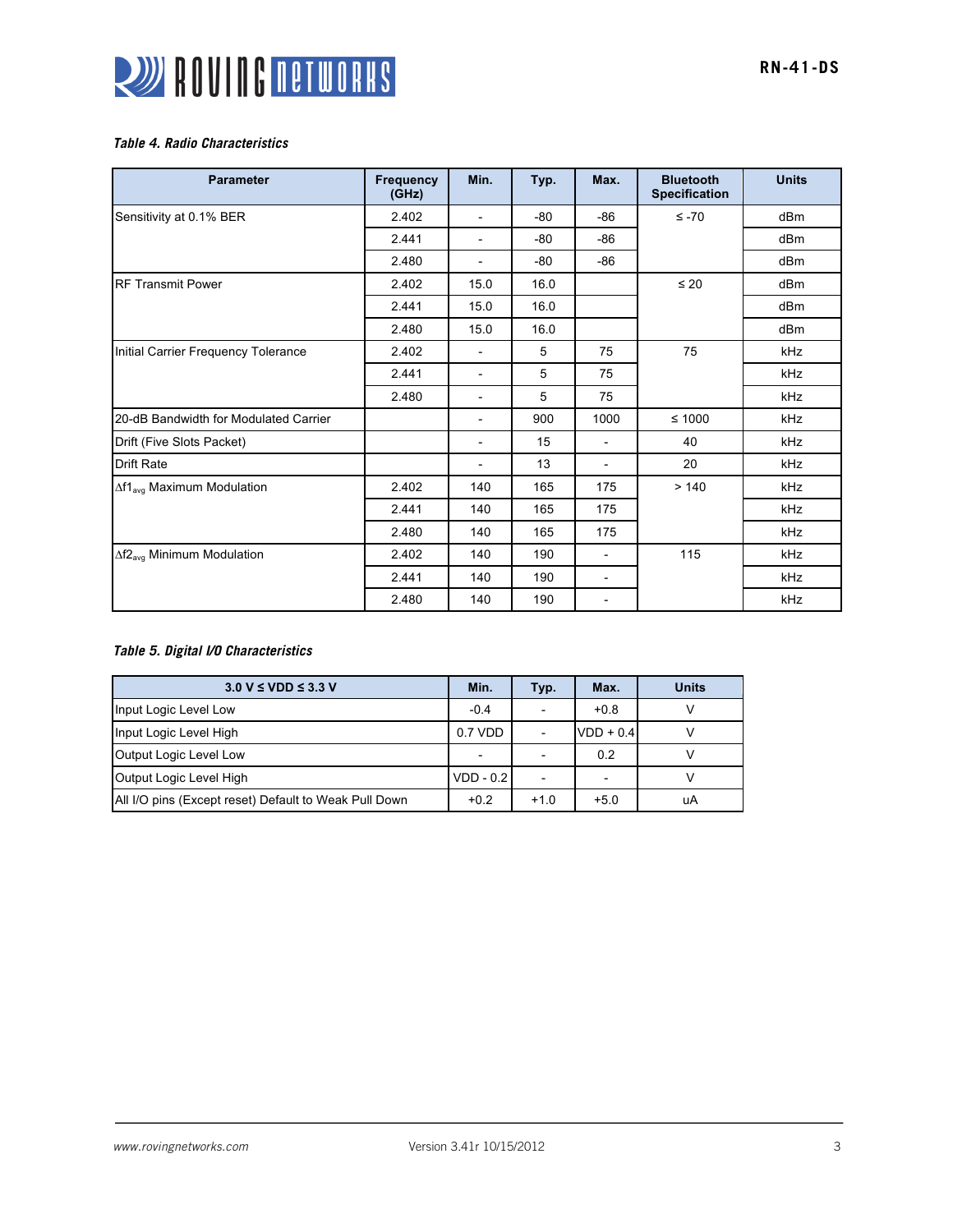*Table 4. Radio Characteristics*

| Parameter | Frequency (GHz) | Min. | Typ. | Max. | Bluetooth Specification | Units |
|---|---|---|---|---|---|---|
| Sensitivity at 0.1% BER | 2.402 | - | -80 | -86 | ≤ -70 | dBm |
| | 2.441 | - | -80 | -86 | | dBm |
| | 2.480 | - | -80 | -86 | | dBm |
| RF Transmit Power | 2.402 | 15.0 | 16.0 | | ≤ 20 | dBm |
| | 2.441 | 15.0 | 16.0 | | | dBm |
| | 2.480 | 15.0 | 16.0 | | | dBm |
| Initial Carrier Frequency Tolerance | 2.402 | - | 5 | 75 | 75 | kHz |
| | 2.441 | - | 5 | 75 | | kHz |
| | 2.480 | - | 5 | 75 | | kHz |
| 20-dB Bandwidth for Modulated Carrier | | - | 900 | 1000 | ≤ 1000 | kHz |
| Drift (Five Slots Packet) | | - | 15 | - | 40 | kHz |
| Drift Rate | | - | 13 | - | 20 | kHz |
| $\Delta f1_{avg}$ Maximum Modulation | 2.402 | 140 | 165 | 175 | > 140 | kHz |
| | 2.441 | 140 | 165 | 175 | | kHz |
| | 2.480 | 140 | 165 | 175 | | kHz |
| $\Delta f2_{avg}$ Minimum Modulation | 2.402 | 140 | 190 | - | 115 | kHz |
| | 2.441 | 140 | 190 | - | | kHz |
| | 2.480 | 140 | 190 | - | | kHz |

*Table 5. Digital I/O Characteristics*

| 3.0 V ≤ VDD ≤ 3.3 V | Min. | Typ. | Max. | Units |
|---|---|---|---|---|
| Input Logic Level Low | -0.4 | - | +0.8 | V |
| Input Logic Level High | 0.7 VDD | - | VDD + 0.4 | V |
| Output Logic Level Low | - | - | 0.2 | V |
| Output Logic Level High | VDD - 0.2 | - | - | V |
| All I/O pins (Except reset) Default to Weak Pull Down | +0.2 | +1.0 | +5.0 | uA |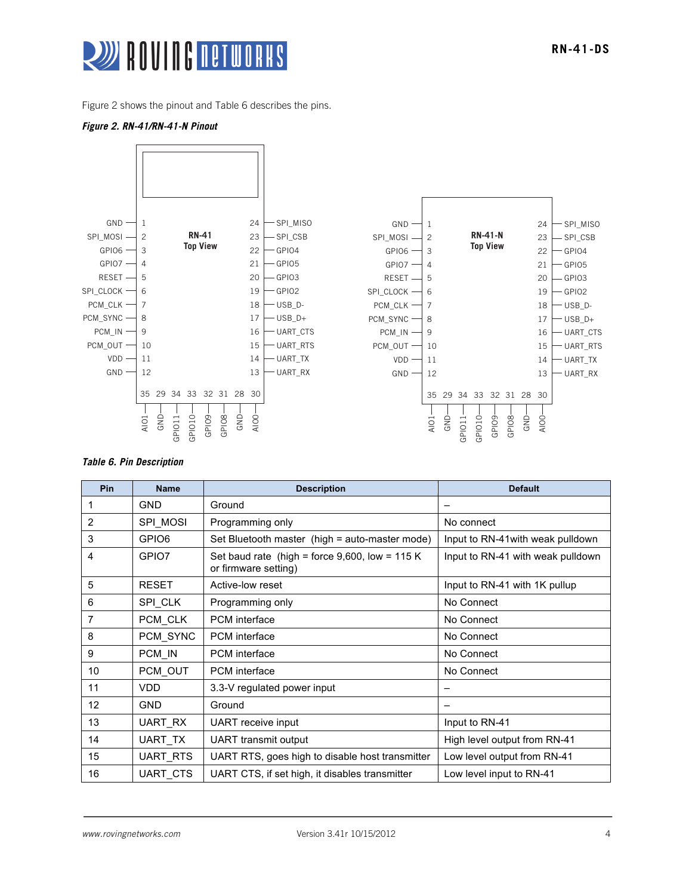Figure 2 shows the pinout and Table 6 describes the pins.

***Figure 2. RN-41/RN-41-N Pinout***

RN-41 Top View

| Left Pin | Name | | Right Pin | Name |
|---|---|---|---|---|
| 1 | GND | | 24 | SPI_MISO |
| 2 | SPI_MOSI | | 23 | SPI_CSB |
| 3 | GPIO6 | | 22 | GPIO4 |
| 4 | GPIO7 | | 21 | GPIO5 |
| 5 | RESET | | 20 | GPIO3 |
| 6 | SPI_CLOCK | | 19 | GPIO2 |
| 7 | PCM_CLK | | 18 | USB_D- |
| 8 | PCM_SYNC | | 17 | USB_D+ |
| 9 | PCM_IN | | 16 | UART_CTS |
| 10 | PCM_OUT | | 15 | UART_RTS |
| 11 | VDD | | 14 | UART_TX |
| 12 | GND | | 13 | UART_RX |

Bottom pins: 35 AIO1, 29 GND, 34 GPIO11, 33 GPIO10, 32 GPIO9, 31 GPIO8, 28 GND, 30 AIO0

RN-41-N Top View

| Left Pin | Name | | Right Pin | Name |
|---|---|---|---|---|
| 1 | GND | | 24 | SPI_MISO |
| 2 | SPI_MOSI | | 23 | SPI_CSB |
| 3 | GPIO6 | | 22 | GPIO4 |
| 4 | GPIO7 | | 21 | GPIO5 |
| 5 | RESET | | 20 | GPIO3 |
| 6 | SPI_CLOCK | | 19 | GPIO2 |
| 7 | PCM_CLK | | 18 | USB_D- |
| 8 | PCM_SYNC | | 17 | USB_D+ |
| 9 | PCM_IN | | 16 | UART_CTS |
| 10 | PCM_OUT | | 15 | UART_RTS |
| 11 | VDD | | 14 | UART_TX |
| 12 | GND | | 13 | UART_RX |

Bottom pins: 35 AIO1, 29 GND, 34 GPIO11, 33 GPIO10, 32 GPIO9, 31 GPIO8, 28 GND, 30 AIO0

***Table 6. Pin Description***

| Pin | Name | Description | Default |
|---|---|---|---|
| 1 | GND | Ground | – |
| 2 | SPI_MOSI | Programming only | No connect |
| 3 | GPIO6 | Set Bluetooth master (high = auto-master mode) | Input to RN-41with weak pulldown |
| 4 | GPIO7 | Set baud rate (high = force 9,600, low = 115 K or firmware setting) | Input to RN-41 with weak pulldown |
| 5 | RESET | Active-low reset | Input to RN-41 with 1K pullup |
| 6 | SPI_CLK | Programming only | No Connect |
| 7 | PCM_CLK | PCM interface | No Connect |
| 8 | PCM_SYNC | PCM interface | No Connect |
| 9 | PCM_IN | PCM interface | No Connect |
| 10 | PCM_OUT | PCM interface | No Connect |
| 11 | VDD | 3.3-V regulated power input | – |
| 12 | GND | Ground | – |
| 13 | UART_RX | UART receive input | Input to RN-41 |
| 14 | UART_TX | UART transmit output | High level output from RN-41 |
| 15 | UART_RTS | UART RTS, goes high to disable host transmitter | Low level output from RN-41 |
| 16 | UART_CTS | UART CTS, if set high, it disables transmitter | Low level input to RN-41 |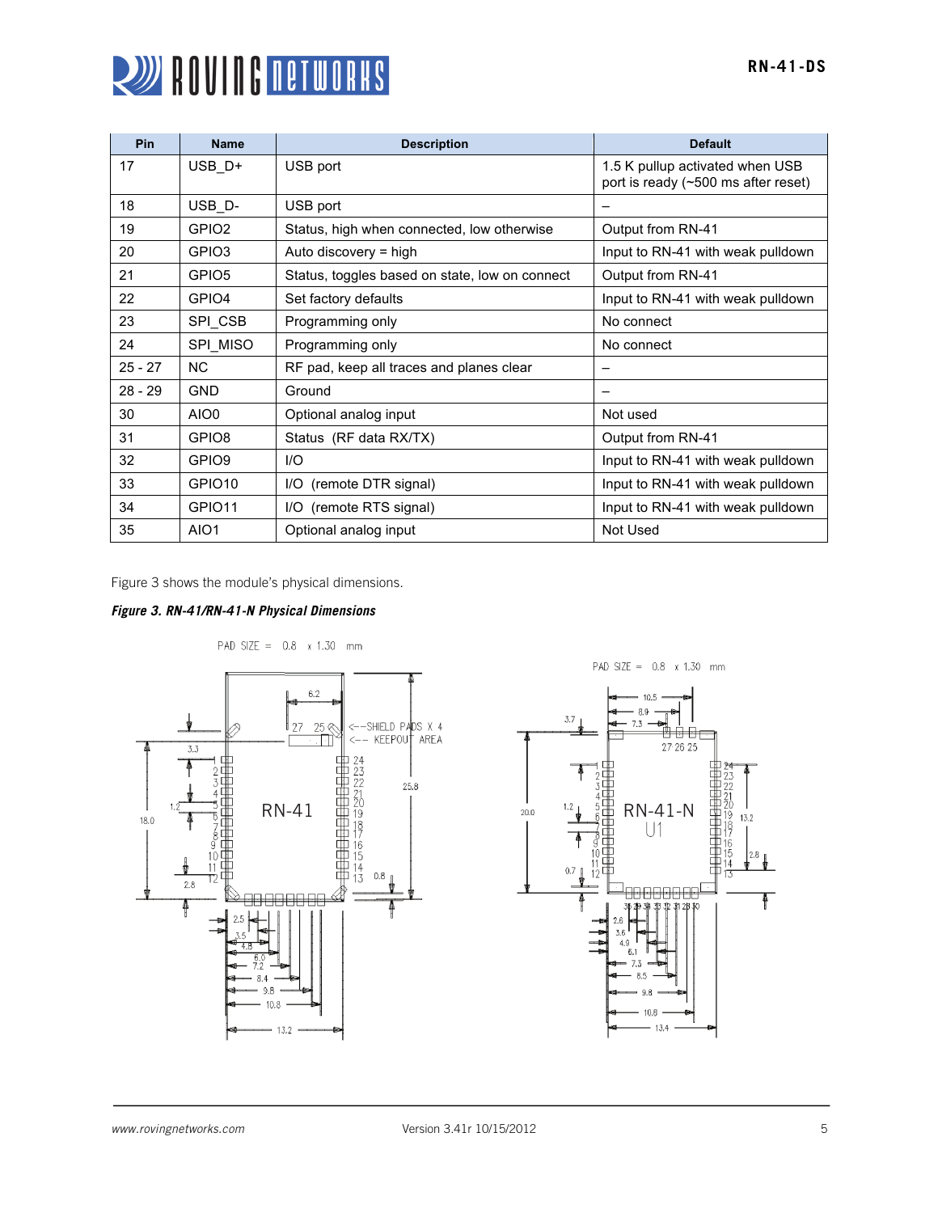| Pin | Name | Description | Default |
|---|---|---|---|
| 17 | USB_D+ | USB port | 1.5 K pullup activated when USB port is ready (~500 ms after reset) |
| 18 | USB_D- | USB port | – |
| 19 | GPIO2 | Status, high when connected, low otherwise | Output from RN-41 |
| 20 | GPIO3 | Auto discovery = high | Input to RN-41 with weak pulldown |
| 21 | GPIO5 | Status, toggles based on state, low on connect | Output from RN-41 |
| 22 | GPIO4 | Set factory defaults | Input to RN-41 with weak pulldown |
| 23 | SPI_CSB | Programming only | No connect |
| 24 | SPI_MISO | Programming only | No connect |
| 25 - 27 | NC | RF pad, keep all traces and planes clear | – |
| 28 - 29 | GND | Ground | – |
| 30 | AIO0 | Optional analog input | Not used |
| 31 | GPIO8 | Status (RF data RX/TX) | Output from RN-41 |
| 32 | GPIO9 | I/O | Input to RN-41 with weak pulldown |
| 33 | GPIO10 | I/O (remote DTR signal) | Input to RN-41 with weak pulldown |
| 34 | GPIO11 | I/O (remote RTS signal) | Input to RN-41 with weak pulldown |
| 35 | AIO1 | Optional analog input | Not Used |

Figure 3 shows the module's physical dimensions.

***Figure 3. RN-41/RN-41-N Physical Dimensions***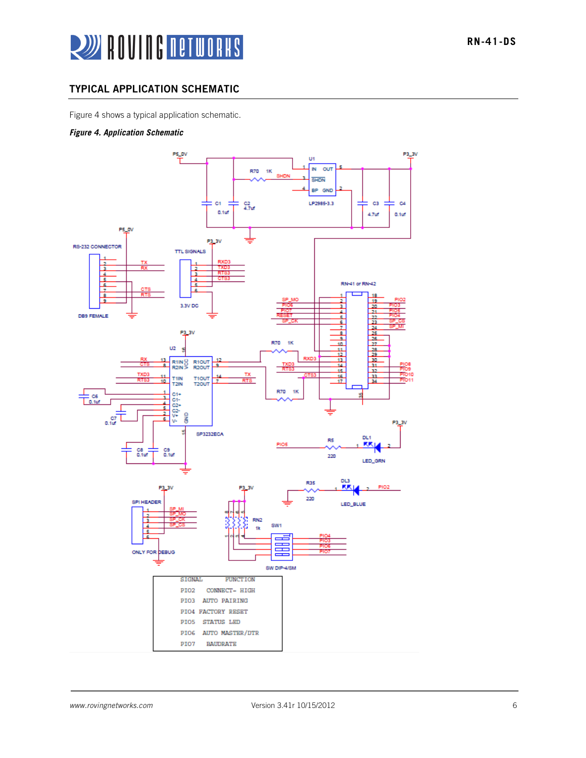## TYPICAL APPLICATION SCHEMATIC

Figure 4 shows a typical application schematic.

***Figure 4. Application Schematic***

| SIGNAL | FUNCTION |
|---|---|
| PIO2 | CONNECT- HIGH |
| PIO3 | AUTO PAIRING |
| PIO4 | FACTORY RESET |
| PIO5 | STATUS LED |
| PIO6 | AUTO MASTER/DTR |
| PIO7 | BAUDRATE |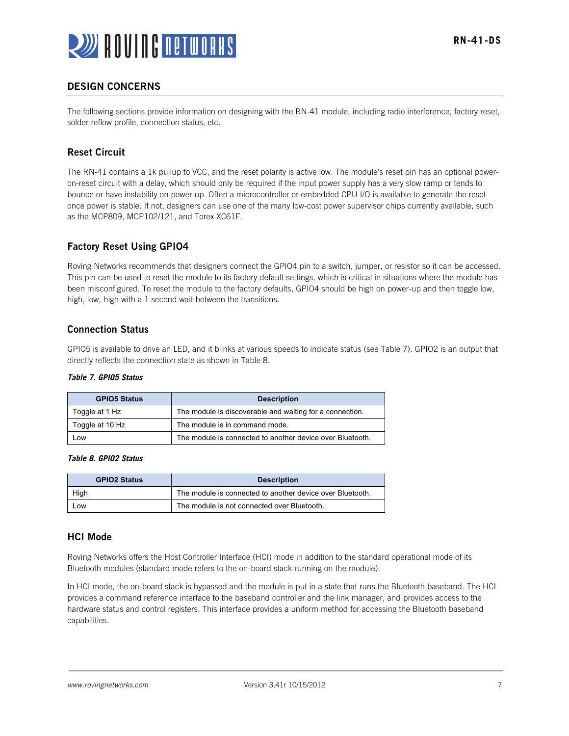## DESIGN CONCERNS

The following sections provide information on designing with the RN-41 module, including radio interference, factory reset, solder reflow profile, connection status, etc.

### Reset Circuit

The RN-41 contains a 1k pullup to VCC, and the reset polarity is active low. The module's reset pin has an optional power-on-reset circuit with a delay, which should only be required if the input power supply has a very slow ramp or tends to bounce or have instability on power up. Often a microcontroller or embedded CPU I/O is available to generate the reset once power is stable. If not, designers can use one of the many low-cost power supervisor chips currently available, such as the MCP809, MCP102/121, and Torex XC61F.

### Factory Reset Using GPIO4

Roving Networks recommends that designers connect the GPIO4 pin to a switch, jumper, or resistor so it can be accessed. This pin can be used to reset the module to its factory default settings, which is critical in situations where the module has been misconfigured. To reset the module to the factory defaults, GPIO4 should be high on power-up and then toggle low, high, low, high with a 1 second wait between the transitions.

### Connection Status

GPIO5 is available to drive an LED, and it blinks at various speeds to indicate status (see Table 7). GPIO2 is an output that directly reflects the connection state as shown in Table 8.

***Table 7. GPIO5 Status***

| GPIO5 Status | Description |
|---|---|
| Toggle at 1 Hz | The module is discoverable and waiting for a connection. |
| Toggle at 10 Hz | The module is in command mode. |
| Low | The module is connected to another device over Bluetooth. |

***Table 8. GPIO2 Status***

| GPIO2 Status | Description |
|---|---|
| High | The module is connected to another device over Bluetooth. |
| Low | The module is not connected over Bluetooth. |

### HCI Mode

Roving Networks offers the Host Controller Interface (HCI) mode in addition to the standard operational mode of its Bluetooth modules (standard mode refers to the on-board stack running on the module).

In HCI mode, the on-board stack is bypassed and the module is put in a state that runs the Bluetooth baseband. The HCI provides a command reference interface to the baseband controller and the link manager, and provides access to the hardware status and control registers. This interface provides a uniform method for accessing the Bluetooth baseband capabilities.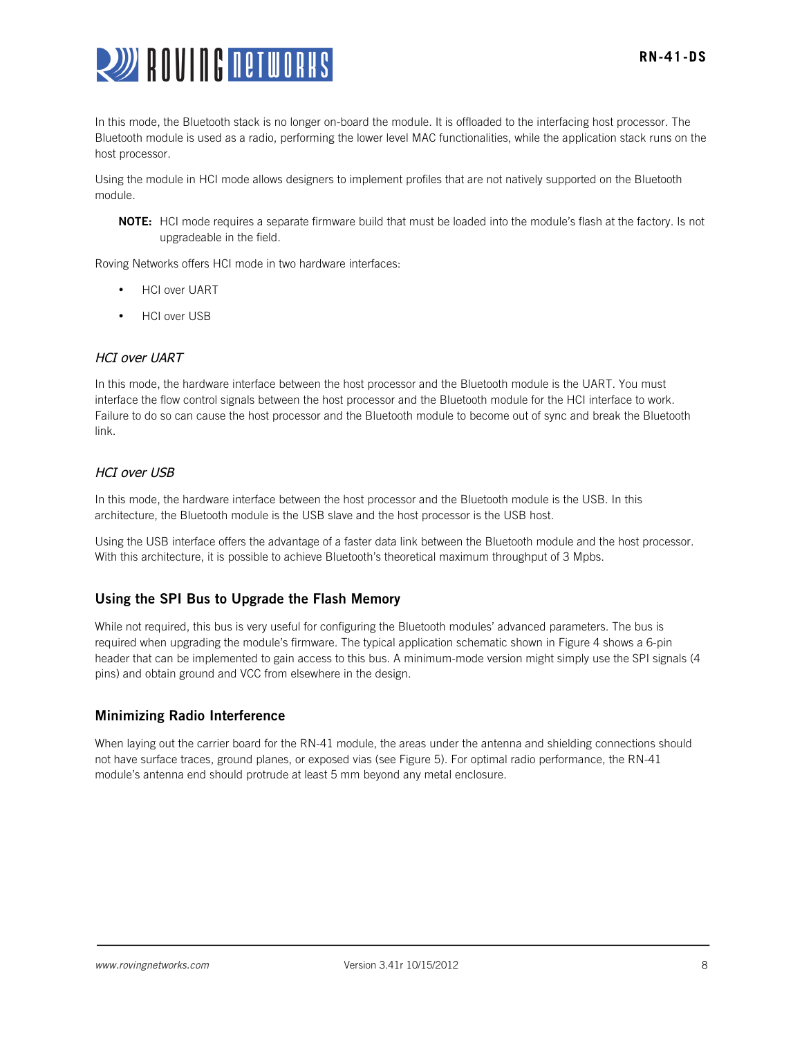In this mode, the Bluetooth stack is no longer on-board the module. It is offloaded to the interfacing host processor. The Bluetooth module is used as a radio, performing the lower level MAC functionalities, while the application stack runs on the host processor.

Using the module in HCI mode allows designers to implement profiles that are not natively supported on the Bluetooth module.

> **NOTE:** HCI mode requires a separate firmware build that must be loaded into the module's flash at the factory. Is not upgradeable in the field.

Roving Networks offers HCI mode in two hardware interfaces:

- HCI over UART
- HCI over USB

### *HCI over UART*

In this mode, the hardware interface between the host processor and the Bluetooth module is the UART. You must interface the flow control signals between the host processor and the Bluetooth module for the HCI interface to work. Failure to do so can cause the host processor and the Bluetooth module to become out of sync and break the Bluetooth link.

### *HCI over USB*

In this mode, the hardware interface between the host processor and the Bluetooth module is the USB. In this architecture, the Bluetooth module is the USB slave and the host processor is the USB host.

Using the USB interface offers the advantage of a faster data link between the Bluetooth module and the host processor. With this architecture, it is possible to achieve Bluetooth's theoretical maximum throughput of 3 Mpbs.

## Using the SPI Bus to Upgrade the Flash Memory

While not required, this bus is very useful for configuring the Bluetooth modules' advanced parameters. The bus is required when upgrading the module's firmware. The typical application schematic shown in Figure 4 shows a 6-pin header that can be implemented to gain access to this bus. A minimum-mode version might simply use the SPI signals (4 pins) and obtain ground and VCC from elsewhere in the design.

## Minimizing Radio Interference

When laying out the carrier board for the RN-41 module, the areas under the antenna and shielding connections should not have surface traces, ground planes, or exposed vias (see Figure 5). For optimal radio performance, the RN-41 module's antenna end should protrude at least 5 mm beyond any metal enclosure.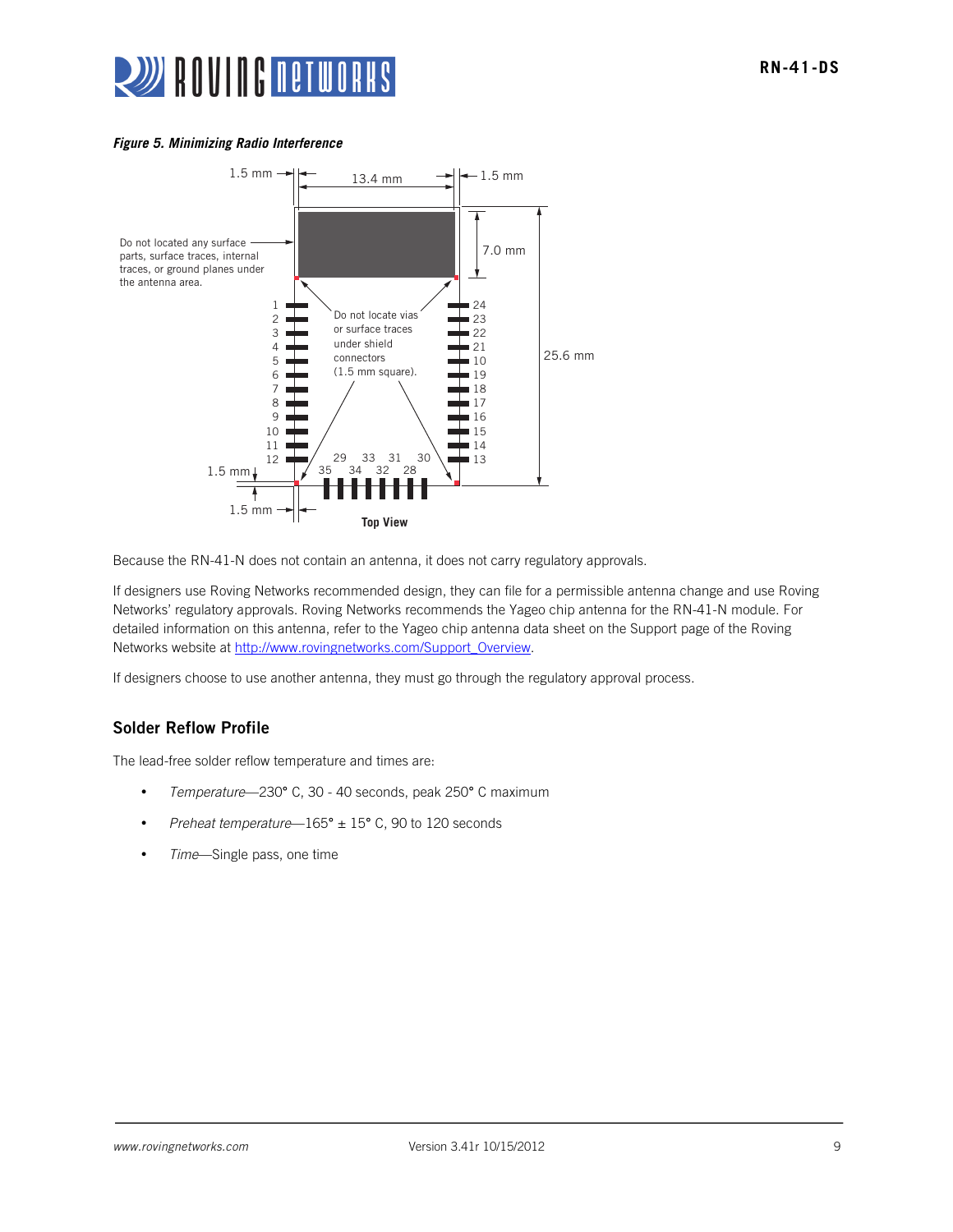*Figure 5. Minimizing Radio Interference*

Because the RN-41-N does not contain an antenna, it does not carry regulatory approvals.

If designers use Roving Networks recommended design, they can file for a permissible antenna change and use Roving Networks' regulatory approvals. Roving Networks recommends the Yageo chip antenna for the RN-41-N module. For detailed information on this antenna, refer to the Yageo chip antenna data sheet on the Support page of the Roving Networks website at http://www.rovingnetworks.com/Support_Overview.

If designers choose to use another antenna, they must go through the regulatory approval process.

## Solder Reflow Profile

The lead-free solder reflow temperature and times are:

- *Temperature*—230° C, 30 - 40 seconds, peak 250° C maximum
- *Preheat temperature*—165° ± 15° C, 90 to 120 seconds
- *Time*—Single pass, one time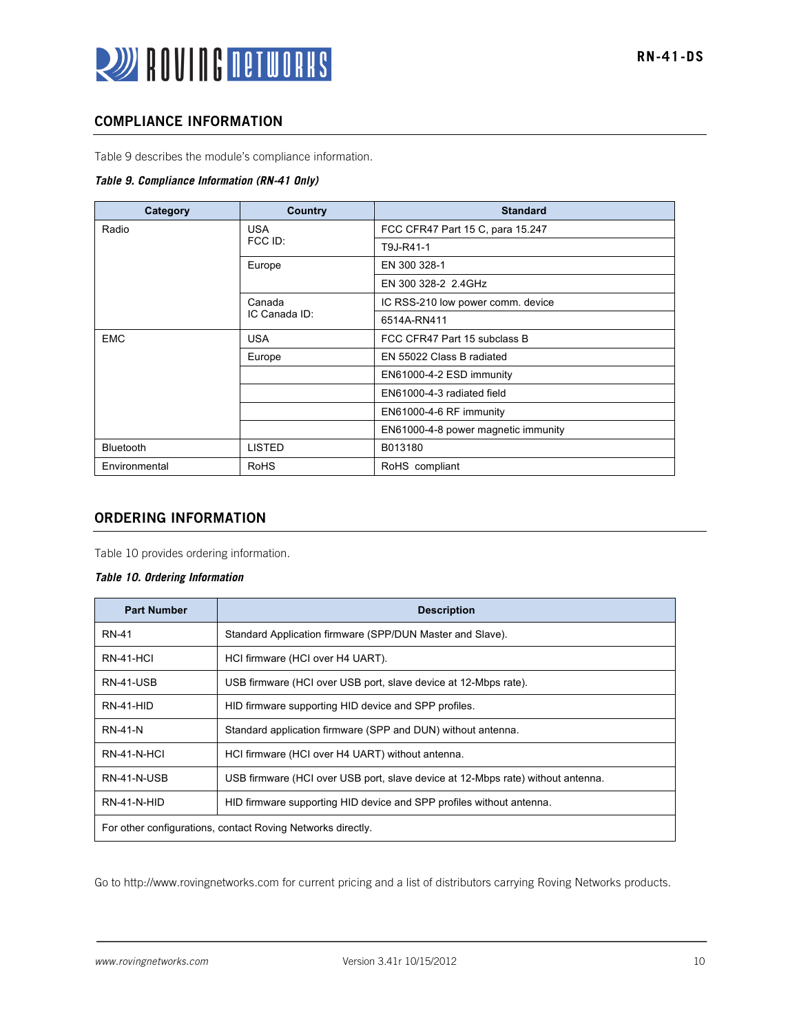## COMPLIANCE INFORMATION

Table 9 describes the module's compliance information.

***Table 9. Compliance Information (RN-41 Only)***

| Category | Country | Standard |
| --- | --- | --- |
| Radio | USA<br>FCC ID: | FCC CFR47 Part 15 C, para 15.247 |
| | | T9J-R41-1 |
| | Europe | EN 300 328-1 |
| | | EN 300 328-2 2.4GHz |
| | Canada<br>IC Canada ID: | IC RSS-210 low power comm. device |
| | | 6514A-RN411 |
| EMC | USA | FCC CFR47 Part 15 subclass B |
| | Europe | EN 55022 Class B radiated |
| | | EN61000-4-2 ESD immunity |
| | | EN61000-4-3 radiated field |
| | | EN61000-4-6 RF immunity |
| | | EN61000-4-8 power magnetic immunity |
| Bluetooth | LISTED | B013180 |
| Environmental | RoHS | RoHS compliant |

## ORDERING INFORMATION

Table 10 provides ordering information.

***Table 10. Ordering Information***

| Part Number | Description |
| --- | --- |
| RN-41 | Standard Application firmware (SPP/DUN Master and Slave). |
| RN-41-HCI | HCI firmware (HCI over H4 UART). |
| RN-41-USB | USB firmware (HCI over USB port, slave device at 12-Mbps rate). |
| RN-41-HID | HID firmware supporting HID device and SPP profiles. |
| RN-41-N | Standard application firmware (SPP and DUN) without antenna. |
| RN-41-N-HCI | HCI firmware (HCI over H4 UART) without antenna. |
| RN-41-N-USB | USB firmware (HCI over USB port, slave device at 12-Mbps rate) without antenna. |
| RN-41-N-HID | HID firmware supporting HID device and SPP profiles without antenna. |
| For other configurations, contact Roving Networks directly. | |

Go to http://www.rovingnetworks.com for current pricing and a list of distributors carrying Roving Networks products.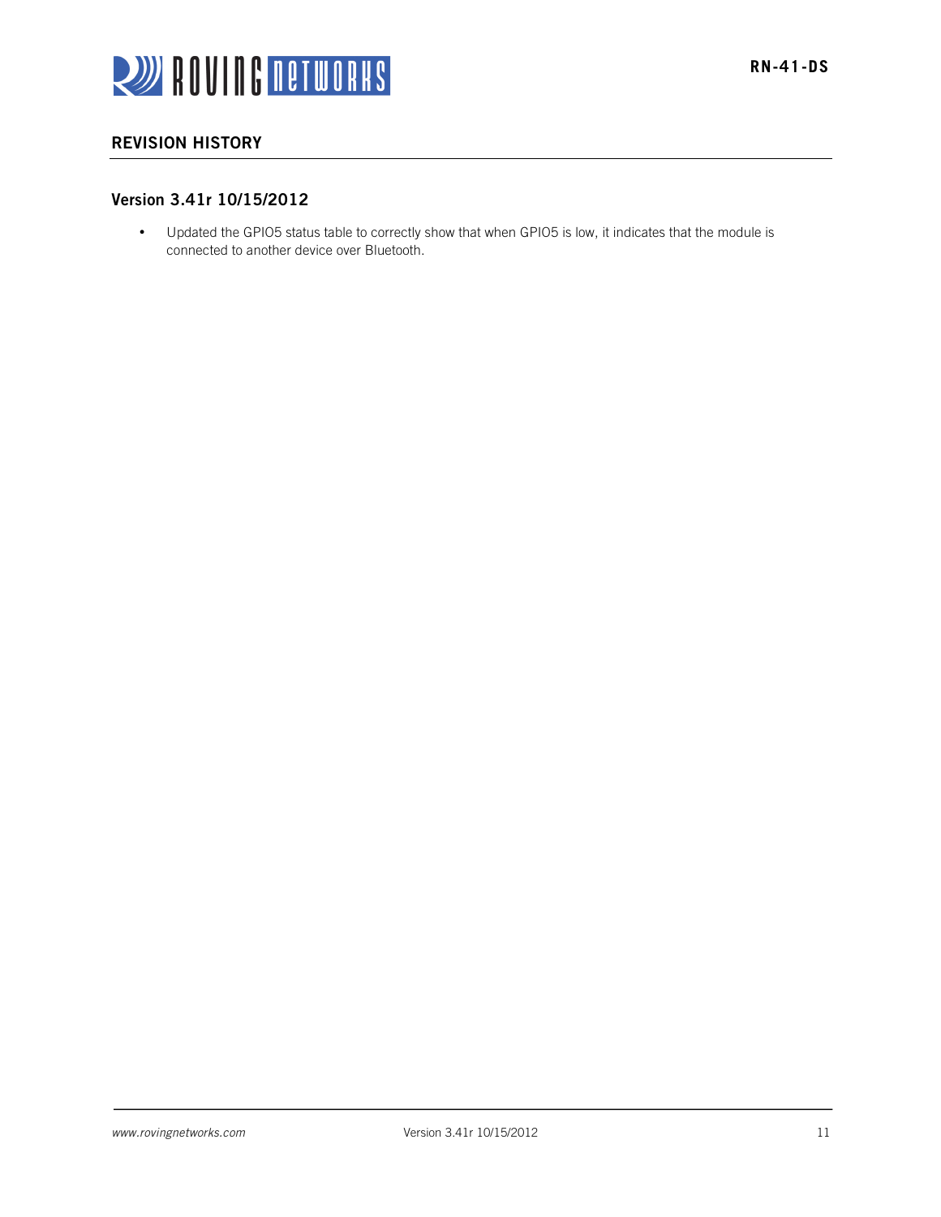## REVISION HISTORY

### Version 3.41r 10/15/2012

- Updated the GPIO5 status table to correctly show that when GPIO5 is low, it indicates that the module is connected to another device over Bluetooth.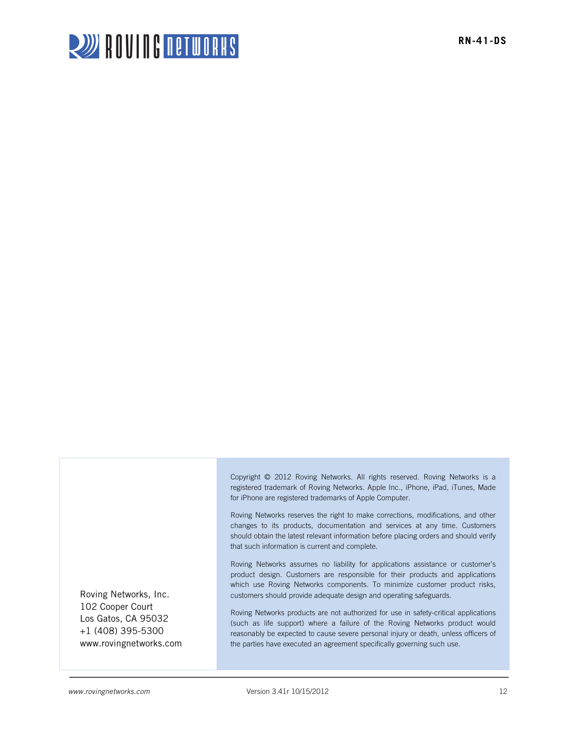Roving Networks, Inc.
102 Cooper Court
Los Gatos, CA 95032
+1 (408) 395-5300
www.rovingnetworks.com

Copyright © 2012 Roving Networks. All rights reserved. Roving Networks is a registered trademark of Roving Networks. Apple Inc., iPhone, iPad, iTunes, Made for iPhone are registered trademarks of Apple Computer.

Roving Networks reserves the right to make corrections, modifications, and other changes to its products, documentation and services at any time. Customers should obtain the latest relevant information before placing orders and should verify that such information is current and complete.

Roving Networks assumes no liability for applications assistance or customer's product design. Customers are responsible for their products and applications which use Roving Networks components. To minimize customer product risks, customers should provide adequate design and operating safeguards.

Roving Networks products are not authorized for use in safety-critical applications (such as life support) where a failure of the Roving Networks product would reasonably be expected to cause severe personal injury or death, unless officers of the parties have executed an agreement specifically governing such use.